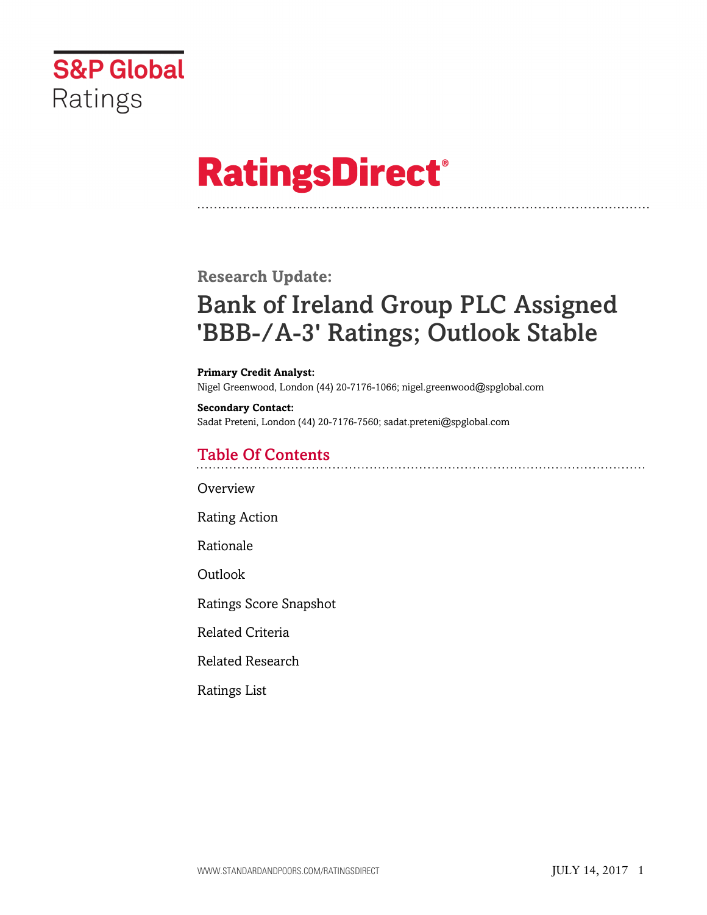S&P Global Ratings

# RatingsDirect®

**Research Update:**

# Bank of Ireland Group PLC Assigned 'BBB-/A-3' Ratings; Outlook Stable

**Primary Credit Analyst:**
Nigel Greenwood, London (44) 20-7176-1066; nigel.greenwood@spglobal.com

**Secondary Contact:**
Sadat Preteni, London (44) 20-7176-7560; sadat.preteni@spglobal.com

## Table Of Contents

Overview

Rating Action

Rationale

Outlook

Ratings Score Snapshot

Related Criteria

Related Research

Ratings List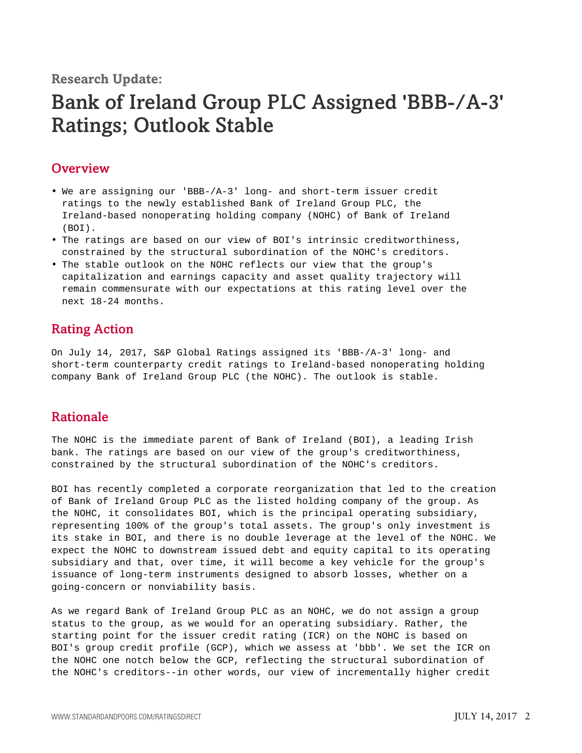Research Update:

# Bank of Ireland Group PLC Assigned 'BBB-/A-3' Ratings; Outlook Stable

## Overview

- We are assigning our 'BBB-/A-3' long- and short-term issuer credit ratings to the newly established Bank of Ireland Group PLC, the Ireland-based nonoperating holding company (NOHC) of Bank of Ireland (BOI).
- The ratings are based on our view of BOI's intrinsic creditworthiness, constrained by the structural subordination of the NOHC's creditors.
- The stable outlook on the NOHC reflects our view that the group's capitalization and earnings capacity and asset quality trajectory will remain commensurate with our expectations at this rating level over the next 18-24 months.

## Rating Action

On July 14, 2017, S&P Global Ratings assigned its 'BBB-/A-3' long- and short-term counterparty credit ratings to Ireland-based nonoperating holding company Bank of Ireland Group PLC (the NOHC). The outlook is stable.

## Rationale

The NOHC is the immediate parent of Bank of Ireland (BOI), a leading Irish bank. The ratings are based on our view of the group's creditworthiness, constrained by the structural subordination of the NOHC's creditors.

BOI has recently completed a corporate reorganization that led to the creation of Bank of Ireland Group PLC as the listed holding company of the group. As the NOHC, it consolidates BOI, which is the principal operating subsidiary, representing 100% of the group's total assets. The group's only investment is its stake in BOI, and there is no double leverage at the level of the NOHC. We expect the NOHC to downstream issued debt and equity capital to its operating subsidiary and that, over time, it will become a key vehicle for the group's issuance of long-term instruments designed to absorb losses, whether on a going-concern or nonviability basis.

As we regard Bank of Ireland Group PLC as an NOHC, we do not assign a group status to the group, as we would for an operating subsidiary. Rather, the starting point for the issuer credit rating (ICR) on the NOHC is based on BOI's group credit profile (GCP), which we assess at 'bbb'. We set the ICR on the NOHC one notch below the GCP, reflecting the structural subordination of the NOHC's creditors--in other words, our view of incrementally higher credit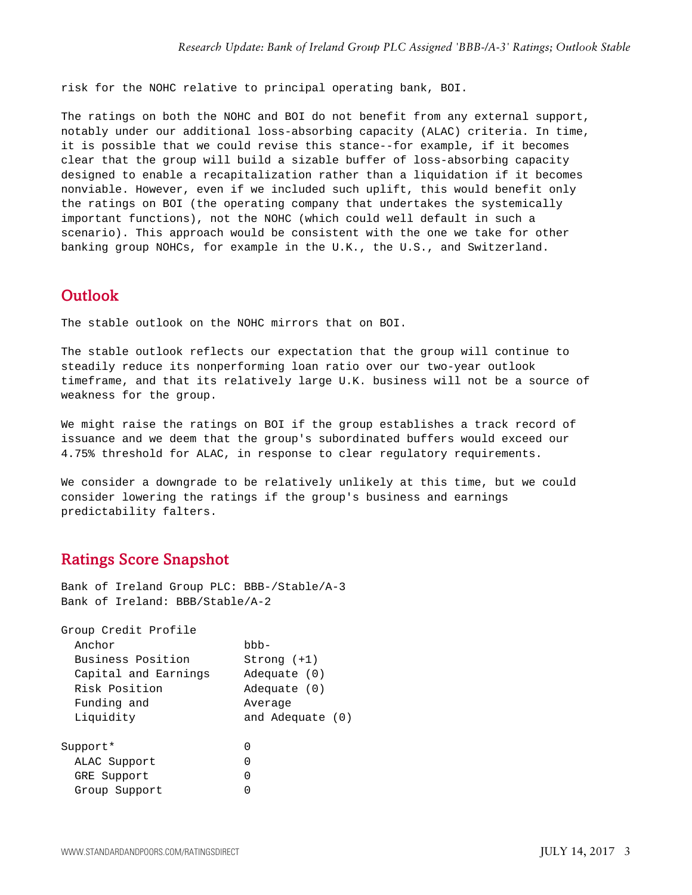risk for the NOHC relative to principal operating bank, BOI.

The ratings on both the NOHC and BOI do not benefit from any external support, notably under our additional loss-absorbing capacity (ALAC) criteria. In time, it is possible that we could revise this stance--for example, if it becomes clear that the group will build a sizable buffer of loss-absorbing capacity designed to enable a recapitalization rather than a liquidation if it becomes nonviable. However, even if we included such uplift, this would benefit only the ratings on BOI (the operating company that undertakes the systemically important functions), not the NOHC (which could well default in such a scenario). This approach would be consistent with the one we take for other banking group NOHCs, for example in the U.K., the U.S., and Switzerland.

## Outlook

The stable outlook on the NOHC mirrors that on BOI.

The stable outlook reflects our expectation that the group will continue to steadily reduce its nonperforming loan ratio over our two-year outlook timeframe, and that its relatively large U.K. business will not be a source of weakness for the group.

We might raise the ratings on BOI if the group establishes a track record of issuance and we deem that the group's subordinated buffers would exceed our 4.75% threshold for ALAC, in response to clear regulatory requirements.

We consider a downgrade to be relatively unlikely at this time, but we could consider lowering the ratings if the group's business and earnings predictability falters.

## Ratings Score Snapshot

Bank of Ireland Group PLC: BBB-/Stable/A-3
Bank of Ireland: BBB/Stable/A-2

| Group Credit Profile | |
|---|---|
| Anchor | bbb- |
| Business Position | Strong (+1) |
| Capital and Earnings | Adequate (0) |
| Risk Position | Adequate (0) |
| Funding and Liquidity | Average and Adequate (0) |
| | |
| Support* | 0 |
| ALAC Support | 0 |
| GRE Support | 0 |
| Group Support | 0 |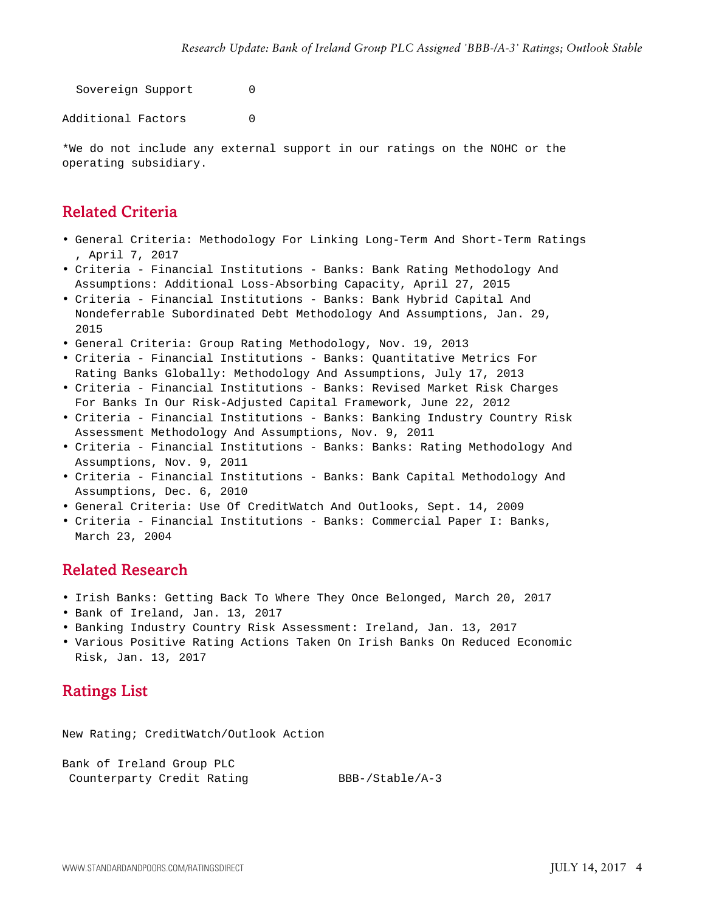| | |
|---|---|
| Sovereign Support | 0 |
| Additional Factors | 0 |

*We do not include any external support in our ratings on the NOHC or the operating subsidiary.

## Related Criteria

- General Criteria: Methodology For Linking Long-Term And Short-Term Ratings , April 7, 2017
- Criteria - Financial Institutions - Banks: Bank Rating Methodology And Assumptions: Additional Loss-Absorbing Capacity, April 27, 2015
- Criteria - Financial Institutions - Banks: Bank Hybrid Capital And Nondeferrable Subordinated Debt Methodology And Assumptions, Jan. 29, 2015
- General Criteria: Group Rating Methodology, Nov. 19, 2013
- Criteria - Financial Institutions - Banks: Quantitative Metrics For Rating Banks Globally: Methodology And Assumptions, July 17, 2013
- Criteria - Financial Institutions - Banks: Revised Market Risk Charges For Banks In Our Risk-Adjusted Capital Framework, June 22, 2012
- Criteria - Financial Institutions - Banks: Banking Industry Country Risk Assessment Methodology And Assumptions, Nov. 9, 2011
- Criteria - Financial Institutions - Banks: Banks: Rating Methodology And Assumptions, Nov. 9, 2011
- Criteria - Financial Institutions - Banks: Bank Capital Methodology And Assumptions, Dec. 6, 2010
- General Criteria: Use Of CreditWatch And Outlooks, Sept. 14, 2009
- Criteria - Financial Institutions - Banks: Commercial Paper I: Banks, March 23, 2004

## Related Research

- Irish Banks: Getting Back To Where They Once Belonged, March 20, 2017
- Bank of Ireland, Jan. 13, 2017
- Banking Industry Country Risk Assessment: Ireland, Jan. 13, 2017
- Various Positive Rating Actions Taken On Irish Banks On Reduced Economic Risk, Jan. 13, 2017

## Ratings List

New Rating; CreditWatch/Outlook Action

| | |
|---|---|
| Bank of Ireland Group PLC | |
| Counterparty Credit Rating | BBB-/Stable/A-3 |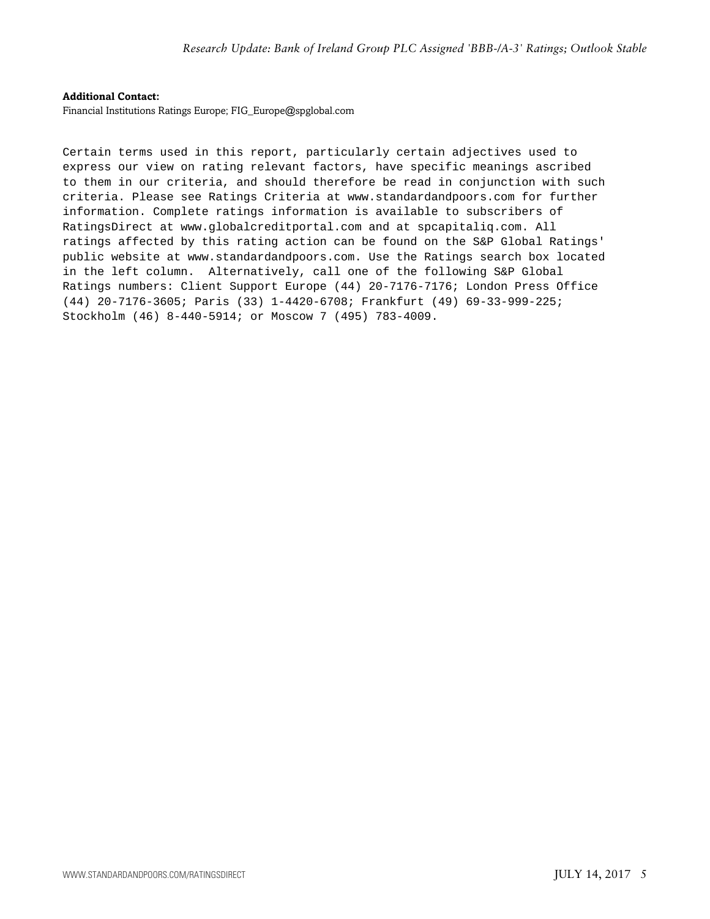**Additional Contact:**
Financial Institutions Ratings Europe; FIG_Europe@spglobal.com

Certain terms used in this report, particularly certain adjectives used to express our view on rating relevant factors, have specific meanings ascribed to them in our criteria, and should therefore be read in conjunction with such criteria. Please see Ratings Criteria at www.standardandpoors.com for further information. Complete ratings information is available to subscribers of RatingsDirect at www.globalcreditportal.com and at spcapitaliq.com. All ratings affected by this rating action can be found on the S&P Global Ratings' public website at www.standardandpoors.com. Use the Ratings search box located in the left column. Alternatively, call one of the following S&P Global Ratings numbers: Client Support Europe (44) 20-7176-7176; London Press Office (44) 20-7176-3605; Paris (33) 1-4420-6708; Frankfurt (49) 69-33-999-225; Stockholm (46) 8-440-5914; or Moscow 7 (495) 783-4009.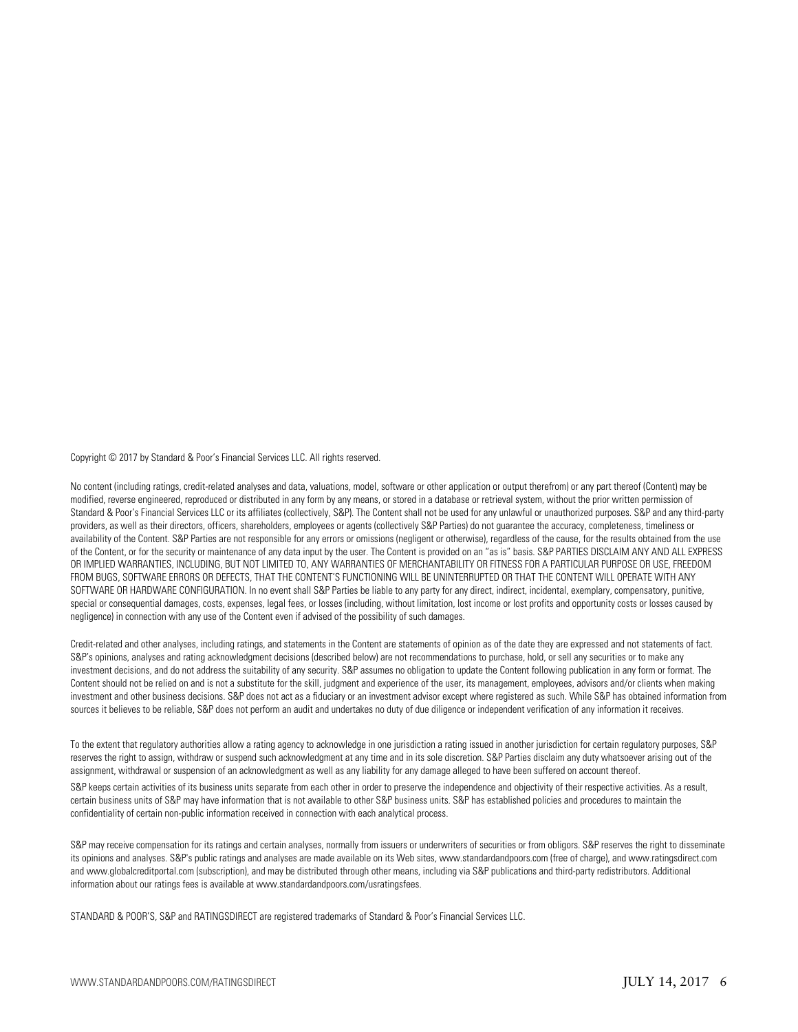Copyright © 2017 by Standard & Poor's Financial Services LLC. All rights reserved.

No content (including ratings, credit-related analyses and data, valuations, model, software or other application or output therefrom) or any part thereof (Content) may be modified, reverse engineered, reproduced or distributed in any form by any means, or stored in a database or retrieval system, without the prior written permission of Standard & Poor's Financial Services LLC or its affiliates (collectively, S&P). The Content shall not be used for any unlawful or unauthorized purposes. S&P and any third-party providers, as well as their directors, officers, shareholders, employees or agents (collectively S&P Parties) do not guarantee the accuracy, completeness, timeliness or availability of the Content. S&P Parties are not responsible for any errors or omissions (negligent or otherwise), regardless of the cause, for the results obtained from the use of the Content, or for the security or maintenance of any data input by the user. The Content is provided on an "as is" basis. S&P PARTIES DISCLAIM ANY AND ALL EXPRESS OR IMPLIED WARRANTIES, INCLUDING, BUT NOT LIMITED TO, ANY WARRANTIES OF MERCHANTABILITY OR FITNESS FOR A PARTICULAR PURPOSE OR USE, FREEDOM FROM BUGS, SOFTWARE ERRORS OR DEFECTS, THAT THE CONTENT'S FUNCTIONING WILL BE UNINTERRUPTED OR THAT THE CONTENT WILL OPERATE WITH ANY SOFTWARE OR HARDWARE CONFIGURATION. In no event shall S&P Parties be liable to any party for any direct, indirect, incidental, exemplary, compensatory, punitive, special or consequential damages, costs, expenses, legal fees, or losses (including, without limitation, lost income or lost profits and opportunity costs or losses caused by negligence) in connection with any use of the Content even if advised of the possibility of such damages.

Credit-related and other analyses, including ratings, and statements in the Content are statements of opinion as of the date they are expressed and not statements of fact. S&P's opinions, analyses and rating acknowledgment decisions (described below) are not recommendations to purchase, hold, or sell any securities or to make any investment decisions, and do not address the suitability of any security. S&P assumes no obligation to update the Content following publication in any form or format. The Content should not be relied on and is not a substitute for the skill, judgment and experience of the user, its management, employees, advisors and/or clients when making investment and other business decisions. S&P does not act as a fiduciary or an investment advisor except where registered as such. While S&P has obtained information from sources it believes to be reliable, S&P does not perform an audit and undertakes no duty of due diligence or independent verification of any information it receives.

To the extent that regulatory authorities allow a rating agency to acknowledge in one jurisdiction a rating issued in another jurisdiction for certain regulatory purposes, S&P reserves the right to assign, withdraw or suspend such acknowledgment at any time and in its sole discretion. S&P Parties disclaim any duty whatsoever arising out of the assignment, withdrawal or suspension of an acknowledgment as well as any liability for any damage alleged to have been suffered on account thereof.

S&P keeps certain activities of its business units separate from each other in order to preserve the independence and objectivity of their respective activities. As a result, certain business units of S&P may have information that is not available to other S&P business units. S&P has established policies and procedures to maintain the confidentiality of certain non-public information received in connection with each analytical process.

S&P may receive compensation for its ratings and certain analyses, normally from issuers or underwriters of securities or from obligors. S&P reserves the right to disseminate its opinions and analyses. S&P's public ratings and analyses are made available on its Web sites, www.standardandpoors.com (free of charge), and www.ratingsdirect.com and www.globalcreditportal.com (subscription), and may be distributed through other means, including via S&P publications and third-party redistributors. Additional information about our ratings fees is available at www.standardandpoors.com/usratingsfees.

STANDARD & POOR'S, S&P and RATINGSDIRECT are registered trademarks of Standard & Poor's Financial Services LLC.